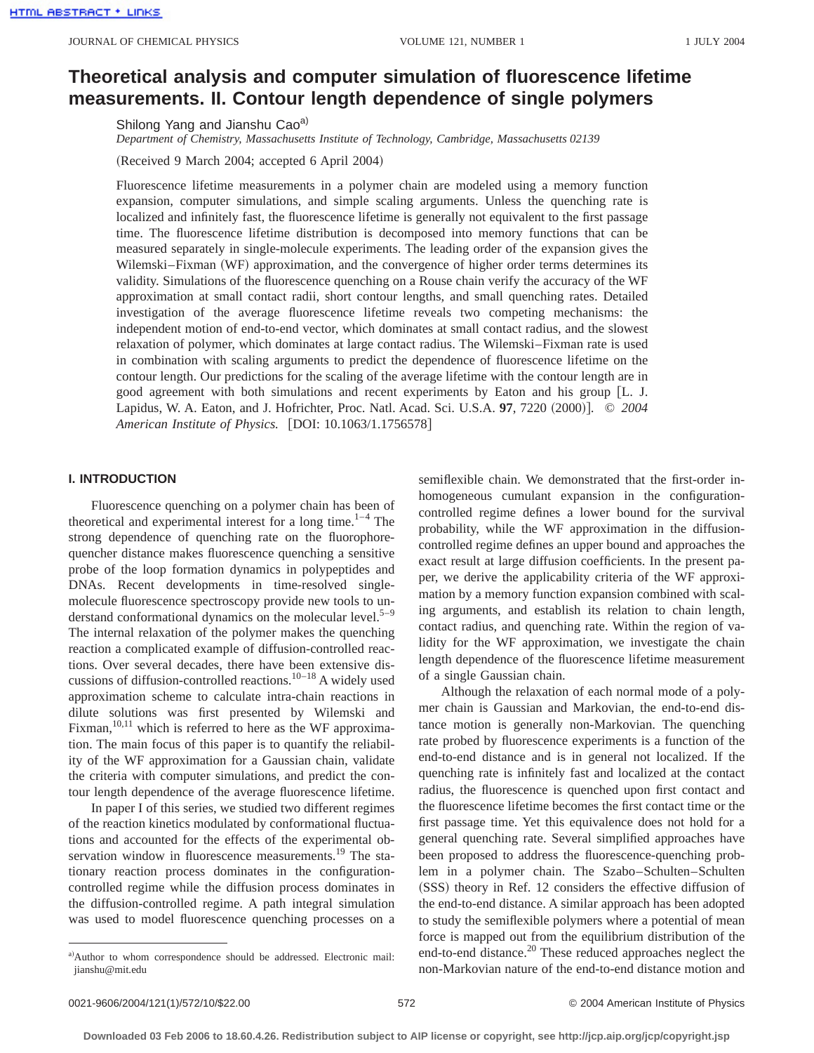# Theoretical analysis and computer simulation of fluorescence lifetime measurements. II. Contour length dependence of single polymers

Shilong Yang and Jianshu Cao[a)]

*Department of Chemistry, Massachusetts Institute of Technology, Cambridge, Massachusetts 02139*

(Received 9 March 2004; accepted 6 April 2004)

Fluorescence lifetime measurements in a polymer chain are modeled using a memory function expansion, computer simulations, and simple scaling arguments. Unless the quenching rate is localized and infinitely fast, the fluorescence lifetime is generally not equivalent to the first passage time. The fluorescence lifetime distribution is decomposed into memory functions that can be measured separately in single-molecule experiments. The leading order of the expansion gives the Wilemski–Fixman (WF) approximation, and the convergence of higher order terms determines its validity. Simulations of the fluorescence quenching on a Rouse chain verify the accuracy of the WF approximation at small contact radii, short contour lengths, and small quenching rates. Detailed investigation of the average fluorescence lifetime reveals two competing mechanisms: the independent motion of end-to-end vector, which dominates at small contact radius, and the slowest relaxation of polymer, which dominates at large contact radius. The Wilemski–Fixman rate is used in combination with scaling arguments to predict the dependence of fluorescence lifetime on the contour length. Our predictions for the scaling of the average lifetime with the contour length are in good agreement with both simulations and recent experiments by Eaton and his group [L. J. Lapidus, W. A. Eaton, and J. Hofrichter, Proc. Natl. Acad. Sci. U.S.A. **97**, 7220 (2000)]. © *2004 American Institute of Physics.* [DOI: 10.1063/1.1756578]

## I. INTRODUCTION

Fluorescence quenching on a polymer chain has been of theoretical and experimental interest for a long time.[1–4] The strong dependence of quenching rate on the fluorophore-quencher distance makes fluorescence quenching a sensitive probe of the loop formation dynamics in polypeptides and DNAs. Recent developments in time-resolved single-molecule fluorescence spectroscopy provide new tools to understand conformational dynamics on the molecular level.[5–9] The internal relaxation of the polymer makes the quenching reaction a complicated example of diffusion-controlled reactions. Over several decades, there have been extensive discussions of diffusion-controlled reactions.[10–18] A widely used approximation scheme to calculate intra-chain reactions in dilute solutions was first presented by Wilemski and Fixman,[10,11] which is referred to here as the WF approximation. The main focus of this paper is to quantify the reliability of the WF approximation for a Gaussian chain, validate the criteria with computer simulations, and predict the contour length dependence of the average fluorescence lifetime.

In paper I of this series, we studied two different regimes of the reaction kinetics modulated by conformational fluctuations and accounted for the effects of the experimental observation window in fluorescence measurements.[19] The stationary reaction process dominates in the configuration-controlled regime while the diffusion process dominates in the diffusion-controlled regime. A path integral simulation was used to model fluorescence quenching processes on a semiflexible chain. We demonstrated that the first-order inhomogeneous cumulant expansion in the configuration-controlled regime defines a lower bound for the survival probability, while the WF approximation in the diffusion-controlled regime defines an upper bound and approaches the exact result at large diffusion coefficients. In the present paper, we derive the applicability criteria of the WF approximation by a memory function expansion combined with scaling arguments, and establish its relation to chain length, contact radius, and quenching rate. Within the region of validity for the WF approximation, we investigate the chain length dependence of the fluorescence lifetime measurement of a single Gaussian chain.

Although the relaxation of each normal mode of a polymer chain is Gaussian and Markovian, the end-to-end distance motion is generally non-Markovian. The quenching rate probed by fluorescence experiments is a function of the end-to-end distance and is in general not localized. If the quenching rate is infinitely fast and localized at the contact radius, the fluorescence is quenched upon first contact and the fluorescence lifetime becomes the first contact time or the first passage time. Yet this equivalence does not hold for a general quenching rate. Several simplified approaches have been proposed to address the fluorescence-quenching problem in a polymer chain. The Szabo–Schulten–Schulten (SSS) theory in Ref. 12 considers the effective diffusion of the end-to-end distance. A similar approach has been adopted to study the semiflexible polymers where a potential of mean force is mapped out from the equilibrium distribution of the end-to-end distance.[20] These reduced approaches neglect the non-Markovian nature of the end-to-end distance motion and

[a)] Author to whom correspondence should be addressed. Electronic mail: jianshu@mit.edu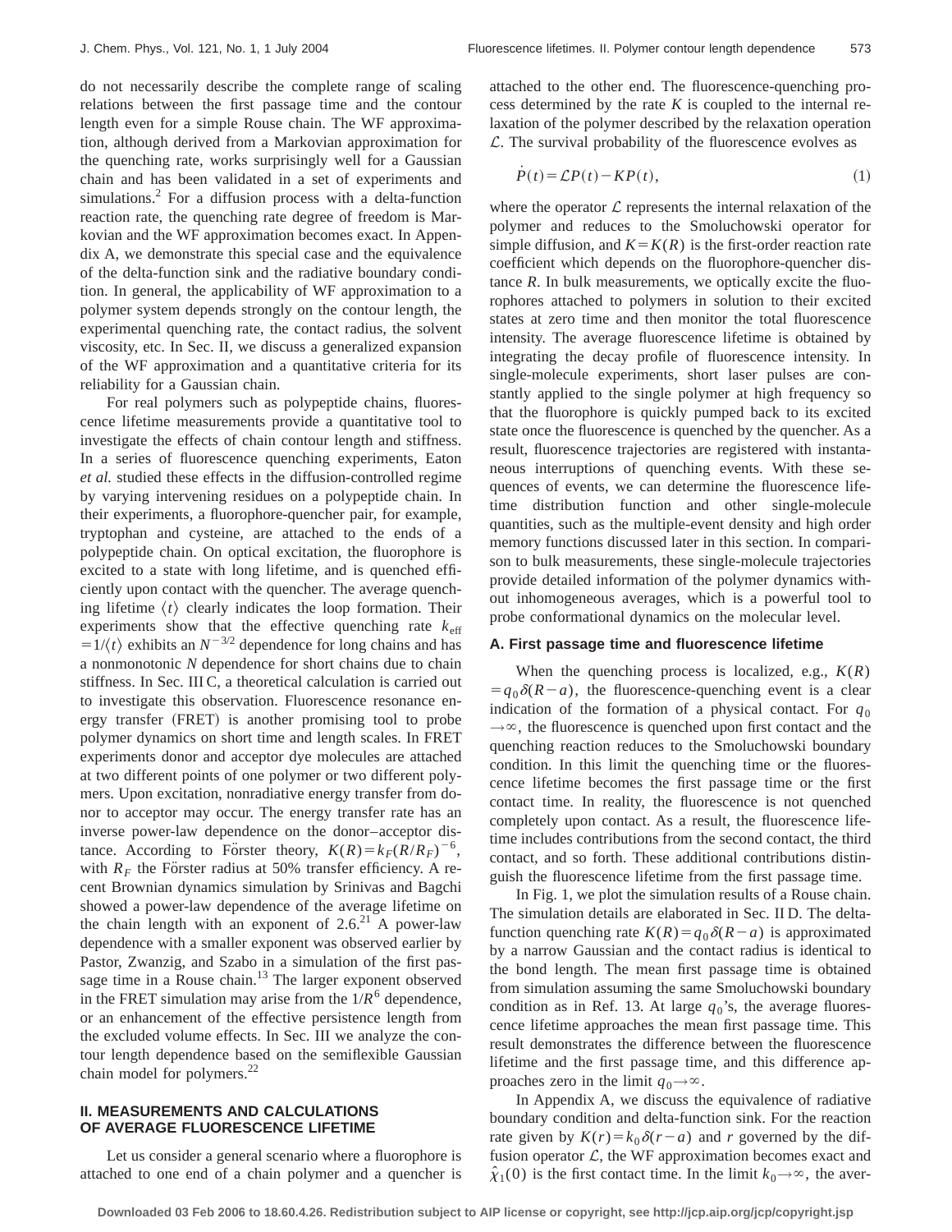do not necessarily describe the complete range of scaling relations between the first passage time and the contour length even for a simple Rouse chain. The WF approximation, although derived from a Markovian approximation for the quenching rate, works surprisingly well for a Gaussian chain and has been validated in a set of experiments and simulations.[2] For a diffusion process with a delta-function reaction rate, the quenching rate degree of freedom is Markovian and the WF approximation becomes exact. In Appendix A, we demonstrate this special case and the equivalence of the delta-function sink and the radiative boundary condition. In general, the applicability of WF approximation to a polymer system depends strongly on the contour length, the experimental quenching rate, the contact radius, the solvent viscosity, etc. In Sec. II, we discuss a generalized expansion of the WF approximation and a quantitative criteria for its reliability for a Gaussian chain.

For real polymers such as polypeptide chains, fluorescence lifetime measurements provide a quantitative tool to investigate the effects of chain contour length and stiffness. In a series of fluorescence quenching experiments, Eaton *et al.* studied these effects in the diffusion-controlled regime by varying intervening residues on a polypeptide chain. In their experiments, a fluorophore-quencher pair, for example, tryptophan and cysteine, are attached to the ends of a polypeptide chain. On optical excitation, the fluorophore is excited to a state with long lifetime, and is quenched efficiently upon contact with the quencher. The average quenching lifetime $\langle t \rangle$ clearly indicates the loop formation. Their experiments show that the effective quenching rate $k_{\mathrm{eff}} = 1/\langle t \rangle$ exhibits an $N^{-3/2}$ dependence for long chains and has a nonmonotonic $N$ dependence for short chains due to chain stiffness. In Sec. III C, a theoretical calculation is carried out to investigate this observation. Fluorescence resonance energy transfer (FRET) is another promising tool to probe polymer dynamics on short time and length scales. In FRET experiments donor and acceptor dye molecules are attached at two different points of one polymer or two different polymers. Upon excitation, nonradiative energy transfer from donor to acceptor may occur. The energy transfer rate has an inverse power-law dependence on the donor–acceptor distance. According to Förster theory, $K(R) = k_F (R/R_F)^{-6}$, with $R_F$ the Förster radius at 50% transfer efficiency. A recent Brownian dynamics simulation by Srinivas and Bagchi showed a power-law dependence of the average lifetime on the chain length with an exponent of 2.6.[21] A power-law dependence with a smaller exponent was observed earlier by Pastor, Zwanzig, and Szabo in a simulation of the first passage time in a Rouse chain.[13] The larger exponent observed in the FRET simulation may arise from the $1/R^6$ dependence, or an enhancement of the effective persistence length from the excluded volume effects. In Sec. III we analyze the contour length dependence based on the semiflexible Gaussian chain model for polymers.[22]

## II. MEASUREMENTS AND CALCULATIONS OF AVERAGE FLUORESCENCE LIFETIME

Let us consider a general scenario where a fluorophore is attached to one end of a chain polymer and a quencher is attached to the other end. The fluorescence-quenching process determined by the rate $K$ is coupled to the internal relaxation of the polymer described by the relaxation operation $\mathcal{L}$. The survival probability of the fluorescence evolves as

$$\dot{P}(t) = \mathcal{L}P(t) - KP(t), \tag{1}$$

where the operator $\mathcal{L}$ represents the internal relaxation of the polymer and reduces to the Smoluchowski operator for simple diffusion, and $K = K(R)$ is the first-order reaction rate coefficient which depends on the fluorophore-quencher distance $R$. In bulk measurements, we optically excite the fluorophores attached to polymers in solution to their excited states at zero time and then monitor the total fluorescence intensity. The average fluorescence lifetime is obtained by integrating the decay profile of fluorescence intensity. In single-molecule experiments, short laser pulses are constantly applied to the single polymer at high frequency so that the fluorophore is quickly pumped back to its excited state once the fluorescence is quenched by the quencher. As a result, fluorescence trajectories are registered with instantaneous interruptions of quenching events. With these sequences of events, we can determine the fluorescence lifetime distribution function and other single-molecule quantities, such as the multiple-event density and high order memory functions discussed later in this section. In comparison to bulk measurements, these single-molecule trajectories provide detailed information of the polymer dynamics without inhomogeneous averages, which is a powerful tool to probe conformational dynamics on the molecular level.

### A. First passage time and fluorescence lifetime

When the quenching process is localized, e.g., $K(R) = q_0 \delta(R-a)$, the fluorescence-quenching event is a clear indication of the formation of a physical contact. For $q_0 \to \infty$, the fluorescence is quenched upon first contact and the quenching reaction reduces to the Smoluchowski boundary condition. In this limit the quenching time or the fluorescence lifetime becomes the first passage time or the first contact time. In reality, the fluorescence is not quenched completely upon contact. As a result, the fluorescence lifetime includes contributions from the second contact, the third contact, and so forth. These additional contributions distinguish the fluorescence lifetime from the first passage time.

In Fig. 1, we plot the simulation results of a Rouse chain. The simulation details are elaborated in Sec. II D. The delta-function quenching rate $K(R) = q_0 \delta(R-a)$ is approximated by a narrow Gaussian and the contact radius is identical to the bond length. The mean first passage time is obtained from simulation assuming the same Smoluchowski boundary condition as in Ref. 13. At large $q_0$'s, the average fluorescence lifetime approaches the mean first passage time. This result demonstrates the difference between the fluorescence lifetime and the first passage time, and this difference approaches zero in the limit $q_0 \to \infty$.

In Appendix A, we discuss the equivalence of radiative boundary condition and delta-function sink. For the reaction rate given by $K(r) = k_0 \delta(r-a)$ and $r$ governed by the diffusion operator $\mathcal{L}$, the WF approximation becomes exact and $\hat{\chi}_1(0)$ is the first contact time. In the limit $k_0 \to \infty$, the aver-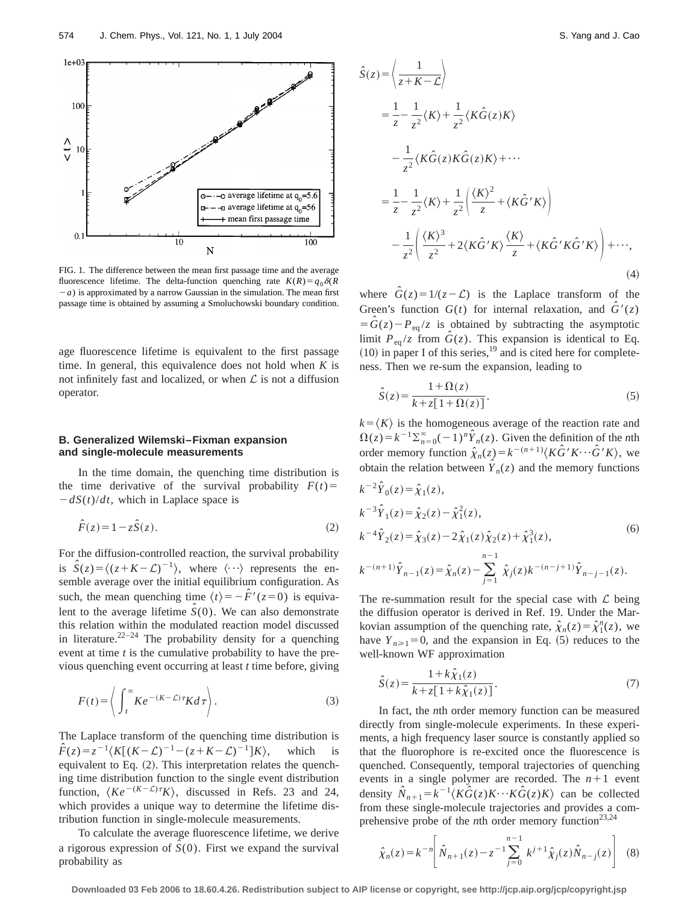FIG. 1. The difference between the mean first passage time and the average fluorescence lifetime. The delta-function quenching rate $K(R)=q_0\delta(R-a)$ is approximated by a narrow Gaussian in the simulation. The mean first passage time is obtained by assuming a Smoluchowski boundary condition.

age fluorescence lifetime is equivalent to the first passage time. In general, this equivalence does not hold when $K$ is not infinitely fast and localized, or when $\mathcal{L}$ is not a diffusion operator.

### B. Generalized Wilemski–Fixman expansion and single-molecule measurements

In the time domain, the quenching time distribution is the time derivative of the survival probability $F(t)=-dS(t)/dt$, which in Laplace space is

$$\hat{F}(z)=1-z\hat{S}(z). \tag{2}$$

For the diffusion-controlled reaction, the survival probability is $\hat{S}(z)=\langle(z+K-\mathcal{L})^{-1}\rangle$, where $\langle\cdots\rangle$ represents the ensemble average over the initial equilibrium configuration. As such, the mean quenching time $\langle t\rangle=-\hat{F}'(z=0)$ is equivalent to the average lifetime $\hat{S}(0)$. We can also demonstrate this relation within the modulated reaction model discussed in literature.[22–24] The probability density for a quenching event at time $t$ is the cumulative probability to have the previous quenching event occurring at least $t$ time before, giving

$$F(t)=\left\langle \int_t^\infty K e^{-(K-\mathcal{L})\tau} K d\tau \right\rangle. \tag{3}$$

The Laplace transform of the quenching time distribution is $\hat{F}(z)=z^{-1}\langle K[(K-\mathcal{L})^{-1}-(z+K-\mathcal{L})^{-1}]K\rangle$, which is equivalent to Eq. (2). This interpretation relates the quenching time distribution function to the single event distribution function, $\langle K e^{-(K-\mathcal{L})\tau}K\rangle$, discussed in Refs. 23 and 24, which provides a unique way to determine the lifetime distribution function in single-molecule measurements.

To calculate the average fluorescence lifetime, we derive a rigorous expression of $\hat{S}(0)$. First we expand the survival probability as

$$\begin{aligned}
\hat{S}(z)&=\left\langle \frac{1}{z+K-\mathcal{L}} \right\rangle\\
&=\frac{1}{z}-\frac{1}{z^2}\langle K\rangle+\frac{1}{z^2}\langle K\hat{G}(z)K\rangle\\
&\quad-\frac{1}{z^2}\langle K\hat{G}(z)K\hat{G}(z)K\rangle+\cdots\\
&=\frac{1}{z}-\frac{1}{z^2}\langle K\rangle+\frac{1}{z^2}\left(\frac{\langle K\rangle^2}{z}+\langle K\hat{G}'K\rangle\right)\\
&\quad-\frac{1}{z^2}\left(\frac{\langle K\rangle^3}{z^2}+2\langle K\hat{G}'K\rangle\frac{\langle K\rangle}{z}+\langle K\hat{G}'K\hat{G}'K\rangle\right)+\cdots,
\end{aligned} \tag{4}$$

where $\hat{G}(z)=1/(z-\mathcal{L})$ is the Laplace transform of the Green's function $G(t)$ for internal relaxation, and $\hat{G}'(z)=\hat{G}(z)-P_{\rm eq}/z$ is obtained by subtracting the asymptotic limit $P_{\rm eq}/z$ from $\hat{G}(z)$. This expansion is identical to Eq. (10) in paper I of this series,[19] and is cited here for completeness. Then we re-sum the expansion, leading to

$$\hat{S}(z)=\frac{1+\Omega(z)}{k+z[1+\Omega(z)]}. \tag{5}$$

$k=\langle K\rangle$ is the homogeneous average of the reaction rate and $\Omega(z)=k^{-1}\Sigma_{n=0}^{\infty}(-1)^n\hat{Y}_n(z)$. Given the definition of the $n$th order memory function $\hat{\chi}_n(z)=k^{-(n+1)}\langle K\hat{G}'K\cdots\hat{G}'K\rangle$, we obtain the relation between $\hat{Y}_n(z)$ and the memory functions

$$\begin{aligned}
&k^{-2}\hat{Y}_0(z)=\hat{\chi}_1(z),\\
&k^{-3}\hat{Y}_1(z)=\hat{\chi}_2(z)-\hat{\chi}_1^2(z),\\
&k^{-4}\hat{Y}_2(z)=\hat{\chi}_3(z)-2\hat{\chi}_1(z)\hat{\chi}_2(z)+\hat{\chi}_1^3(z),\\
&k^{-(n+1)}\hat{Y}_{n-1}(z)=\hat{\chi}_n(z)-\sum_{j=1}^{n-1}\hat{\chi}_j(z)k^{-(n-j+1)}\hat{Y}_{n-j-1}(z).
\end{aligned} \tag{6}$$

The re-summation result for the special case with $\mathcal{L}$ being the diffusion operator is derived in Ref. 19. Under the Markovian assumption of the quenching rate, $\hat{\chi}_n(z)=\hat{\chi}_1^n(z)$, we have $Y_{n\geq 1}=0$, and the expansion in Eq. (5) reduces to the well-known WF approximation

$$\hat{S}(z)=\frac{1+k\hat{\chi}_1(z)}{k+z[1+k\hat{\chi}_1(z)]}. \tag{7}$$

In fact, the $n$th order memory function can be measured directly from single-molecule experiments. In these experiments, a high frequency laser source is constantly applied so that the fluorophore is re-excited once the fluorescence is quenched. Consequently, temporal trajectories of quenching events in a single polymer are recorded. The $n+1$ event density $\hat{N}_{n+1}=k^{-1}\langle K\hat{G}(z)K\cdots K\hat{G}(z)K\rangle$ can be collected from these single-molecule trajectories and provides a comprehensive probe of the $n$th order memory function[23,24]

$$\hat{\chi}_n(z)=k^{-n}\left[\hat{N}_{n+1}(z)-z^{-1}\sum_{j=0}^{n-1}k^{j+1}\hat{\chi}_j(z)\hat{N}_{n-j}(z)\right] \tag{8}$$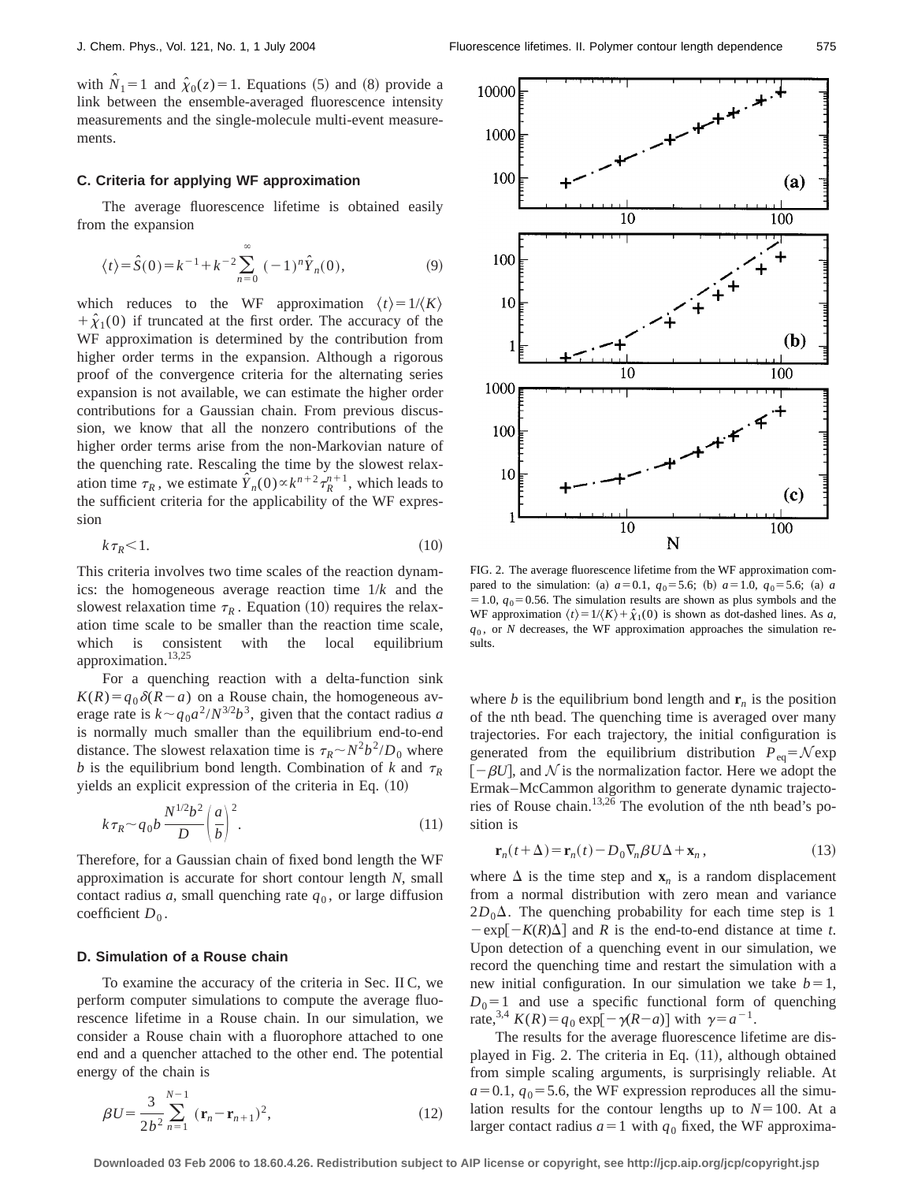with $\hat{N}_1 = 1$ and $\hat{\chi}_0(z) = 1$. Equations (5) and (8) provide a link between the ensemble-averaged fluorescence intensity measurements and the single-molecule multi-event measurements.

### C. Criteria for applying WF approximation

The average fluorescence lifetime is obtained easily from the expansion

$$\langle t \rangle = \hat{S}(0) = k^{-1} + k^{-2} \sum_{n=0}^{\infty} (-1)^n \hat{Y}_n(0), \tag{9}$$

which reduces to the WF approximation $\langle t \rangle = 1/\langle K \rangle + \hat{\chi}_1(0)$ if truncated at the first order. The accuracy of the WF approximation is determined by the contribution from higher order terms in the expansion. Although a rigorous proof of the convergence criteria for the alternating series expansion is not available, we can estimate the higher order contributions for a Gaussian chain. From previous discussion, we know that all the nonzero contributions of the higher order terms arise from the non-Markovian nature of the quenching rate. Rescaling the time by the slowest relaxation time $\tau_R$, we estimate $\hat{Y}_n(0) \propto k^{n+2} \tau_R^{n+1}$, which leads to the sufficient criteria for the applicability of the WF expression

$$k \tau_R < 1. \tag{10}$$

This criteria involves two time scales of the reaction dynamics: the homogeneous average reaction time $1/k$ and the slowest relaxation time $\tau_R$. Equation (10) requires the relaxation time scale to be smaller than the reaction time scale, which is consistent with the local equilibrium approximation.[13,25]

For a quenching reaction with a delta-function sink $K(R) = q_0 \delta(R-a)$ on a Rouse chain, the homogeneous average rate is $k \sim q_0 a^2 / N^{3/2} b^3$, given that the contact radius $a$ is normally much smaller than the equilibrium end-to-end distance. The slowest relaxation time is $\tau_R \sim N^2 b^2 / D_0$ where $b$ is the equilibrium bond length. Combination of $k$ and $\tau_R$ yields an explicit expression of the criteria in Eq. (10)

$$k \tau_R \sim q_0 b \frac{N^{1/2} b^2}{D} \left( \frac{a}{b} \right)^2. \tag{11}$$

Therefore, for a Gaussian chain of fixed bond length the WF approximation is accurate for short contour length $N$, small contact radius $a$, small quenching rate $q_0$, or large diffusion coefficient $D_0$.

### D. Simulation of a Rouse chain

To examine the accuracy of the criteria in Sec. II C, we perform computer simulations to compute the average fluorescence lifetime in a Rouse chain. In our simulation, we consider a Rouse chain with a fluorophore attached to one end and a quencher attached to the other end. The potential energy of the chain is

$$\beta U = \frac{3}{2b^2} \sum_{n=1}^{N-1} (\mathbf{r}_n - \mathbf{r}_{n+1})^2, \tag{12}$$

FIG. 2. The average fluorescence lifetime from the WF approximation compared to the simulation: (a) $a = 0.1$, $q_0 = 5.6$; (b) $a = 1.0$, $q_0 = 5.6$; (a) $a = 1.0$, $q_0 = 0.56$. The simulation results are shown as plus symbols and the WF approximation $\langle t \rangle = 1/\langle K \rangle + \hat{\chi}_1(0)$ is shown as dot-dashed lines. As $a$, $q_0$, or $N$ decreases, the WF approximation approaches the simulation results.

where $b$ is the equilibrium bond length and $\mathbf{r}_n$ is the position of the nth bead. The quenching time is averaged over many trajectories. For each trajectory, the initial configuration is generated from the equilibrium distribution $P_{\text{eq}} = \mathcal{N} \exp[-\beta U]$, and $\mathcal{N}$ is the normalization factor. Here we adopt the Ermak–McCammon algorithm to generate dynamic trajectories of Rouse chain.[13,26] The evolution of the nth bead's position is

$$\mathbf{r}_n(t + \Delta) = \mathbf{r}_n(t) - D_0 \nabla_n \beta U \Delta + \mathbf{x}_n, \tag{13}$$

where $\Delta$ is the time step and $\mathbf{x}_n$ is a random displacement from a normal distribution with zero mean and variance $2D_0\Delta$. The quenching probability for each time step is $1 - \exp[-K(R)\Delta]$ and $R$ is the end-to-end distance at time $t$. Upon detection of a quenching event in our simulation, we record the quenching time and restart the simulation with a new initial configuration. In our simulation we take $b = 1$, $D_0 = 1$ and use a specific functional form of quenching rate,[3,4] $K(R) = q_0 \exp[-\gamma(R-a)]$ with $\gamma = a^{-1}$.

The results for the average fluorescence lifetime are displayed in Fig. 2. The criteria in Eq. (11), although obtained from simple scaling arguments, is surprisingly reliable. At $a = 0.1$, $q_0 = 5.6$, the WF expression reproduces all the simulation results for the contour lengths up to $N = 100$. At a larger contact radius $a = 1$ with $q_0$ fixed, the WF approxima-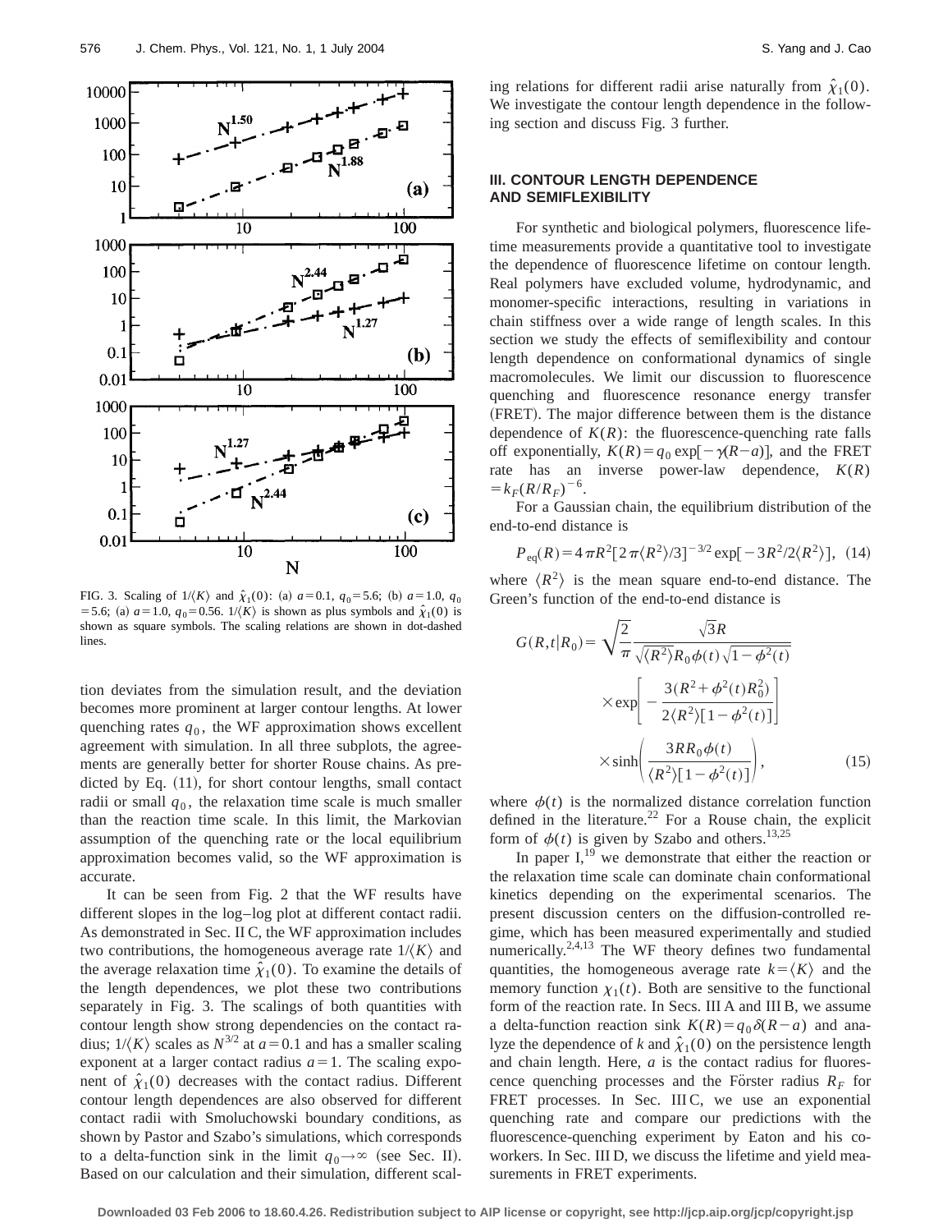FIG. 3. Scaling of $1/\langle K\rangle$ and $\hat{\chi}_1(0)$: (a) $a=0.1$, $q_0=5.6$; (b) $a=1.0$, $q_0=5.6$; (a) $a=1.0$, $q_0=0.56$. $1/\langle K\rangle$ is shown as plus symbols and $\hat{\chi}_1(0)$ is shown as square symbols. The scaling relations are shown in dot-dashed lines.

tion deviates from the simulation result, and the deviation becomes more prominent at larger contour lengths. At lower quenching rates $q_0$, the WF approximation shows excellent agreement with simulation. In all three subplots, the agreements are generally better for shorter Rouse chains. As predicted by Eq. (11), for short contour lengths, small contact radii or small $q_0$, the relaxation time scale is much smaller than the reaction time scale. In this limit, the Markovian assumption of the quenching rate or the local equilibrium approximation becomes valid, so the WF approximation is accurate.

It can be seen from Fig. 2 that the WF results have different slopes in the log–log plot at different contact radii. As demonstrated in Sec. II C, the WF approximation includes two contributions, the homogeneous average rate $1/\langle K\rangle$ and the average relaxation time $\hat{\chi}_1(0)$. To examine the details of the length dependences, we plot these two contributions separately in Fig. 3. The scalings of both quantities with contour length show strong dependencies on the contact radius; $1/\langle K\rangle$ scales as $N^{3/2}$ at $a=0.1$ and has a smaller scaling exponent at a larger contact radius $a=1$. The scaling exponent of $\hat{\chi}_1(0)$ decreases with the contact radius. Different contour length dependences are also observed for different contact radii with Smoluchowski boundary conditions, as shown by Pastor and Szabo's simulations, which corresponds to a delta-function sink in the limit $q_0\rightarrow\infty$ (see Sec. II). Based on our calculation and their simulation, different scaling relations for different radii arise naturally from $\hat{\chi}_1(0)$. We investigate the contour length dependence in the following section and discuss Fig. 3 further.

## III. CONTOUR LENGTH DEPENDENCE AND SEMIFLEXIBILITY

For synthetic and biological polymers, fluorescence lifetime measurements provide a quantitative tool to investigate the dependence of fluorescence lifetime on contour length. Real polymers have excluded volume, hydrodynamic, and monomer-specific interactions, resulting in variations in chain stiffness over a wide range of length scales. In this section we study the effects of semiflexibility and contour length dependence on conformational dynamics of single macromolecules. We limit our discussion to fluorescence quenching and fluorescence resonance energy transfer (FRET). The major difference between them is the distance dependence of $K(R)$: the fluorescence-quenching rate falls off exponentially, $K(R)=q_0\exp[-\gamma(R-a)]$, and the FRET rate has an inverse power-law dependence, $K(R)=k_F(R/R_F)^{-6}$.

For a Gaussian chain, the equilibrium distribution of the end-to-end distance is

$$P_{\text{eq}}(R)=4\pi R^2[2\pi\langle R^2\rangle/3]^{-3/2}\exp[-3R^2/2\langle R^2\rangle], \quad (14)$$

where $\langle R^2\rangle$ is the mean square end-to-end distance. The Green's function of the end-to-end distance is

$$G(R,t|R_0)=\sqrt{\frac{2}{\pi}}\frac{\sqrt{3}R}{\sqrt{\langle R^2\rangle}R_0\phi(t)\sqrt{1-\phi^2(t)}}\times\exp\left[-\frac{3(R^2+\phi^2(t)R_0^2)}{2\langle R^2\rangle[1-\phi^2(t)]}\right]\times\sinh\left(\frac{3RR_0\phi(t)}{\langle R^2\rangle[1-\phi^2(t)]}\right), \quad (15)$$

where $\phi(t)$ is the normalized distance correlation function defined in the literature.[22] For a Rouse chain, the explicit form of $\phi(t)$ is given by Szabo and others.[13,25]

In paper I,[19] we demonstrate that either the reaction or the relaxation time scale can dominate chain conformational kinetics depending on the experimental scenarios. The present discussion centers on the diffusion-controlled regime, which has been measured experimentally and studied numerically.[2,4,13] The WF theory defines two fundamental quantities, the homogeneous average rate $k=\langle K\rangle$ and the memory function $\chi_1(t)$. Both are sensitive to the functional form of the reaction rate. In Secs. III A and III B, we assume a delta-function reaction sink $K(R)=q_0\delta(R-a)$ and analyze the dependence of $k$ and $\hat{\chi}_1(0)$ on the persistence length and chain length. Here, $a$ is the contact radius for fluorescence quenching processes and the Förster radius $R_F$ for FRET processes. In Sec. III C, we use an exponential quenching rate and compare our predictions with the fluorescence-quenching experiment by Eaton and his coworkers. In Sec. III D, we discuss the lifetime and yield measurements in FRET experiments.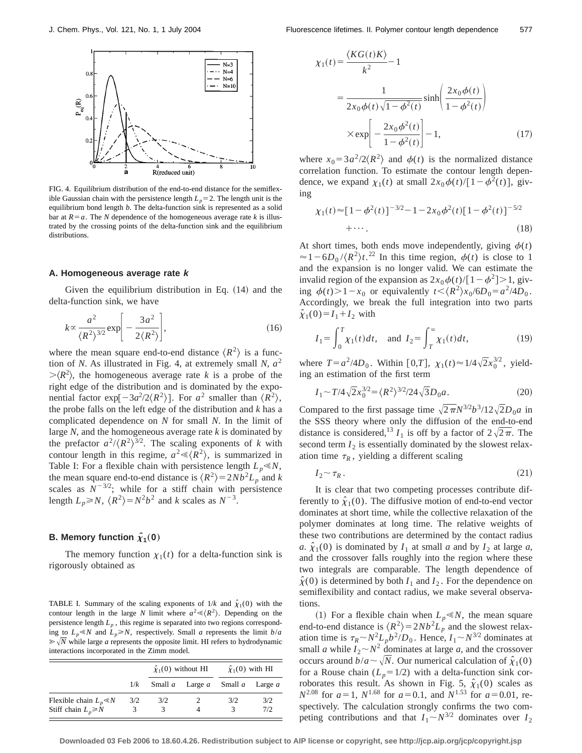FIG. 4. Equilibrium distribution of the end-to-end distance for the semiflexible Gaussian chain with the persistence length $L_p = 2$. The length unit is the equilibrium bond length $b$. The delta-function sink is represented as a solid bar at $R = a$. The $N$ dependence of the homogeneous average rate $k$ is illustrated by the crossing points of the delta-function sink and the equilibrium distributions.

### A. Homogeneous average rate $k$

Given the equilibrium distribution in Eq. (14) and the delta-function sink, we have

$$k \propto \frac{a^2}{\langle R^2 \rangle^{3/2}} \exp\left[ -\frac{3a^2}{2\langle R^2 \rangle} \right], \tag{16}$$

where the mean square end-to-end distance $\langle R^2 \rangle$ is a function of $N$. As illustrated in Fig. 4, at extremely small $N$, $a^2 > \langle R^2 \rangle$, the homogeneous average rate $k$ is a probe of the right edge of the distribution and is dominated by the exponential factor $\exp[-3a^2/2\langle R^2 \rangle]$. For $a^2$ smaller than $\langle R^2 \rangle$, the probe falls on the left edge of the distribution and $k$ has a complicated dependence on $N$ for small $N$. In the limit of large $N$, and the homogeneous average rate $k$ is dominated by the prefactor $a^2/\langle R^2 \rangle^{3/2}$. The scaling exponents of $k$ with contour length in this regime, $a^2 \ll \langle R^2 \rangle$, is summarized in Table I: For a flexible chain with persistence length $L_p \ll N$, the mean square end-to-end distance is $\langle R^2 \rangle = 2Nb^2 L_p$ and $k$ scales as $N^{-3/2}$; while for a stiff chain with persistence length $L_p \geq N$, $\langle R^2 \rangle = N^2 b^2$ and $k$ scales as $N^{-3}$.

### B. Memory function $\hat{\chi}_1(0)$

The memory function $\chi_1(t)$ for a delta-function sink is rigorously obtained as

TABLE I. Summary of the scaling exponents of $1/k$ and $\hat{\chi}_1(0)$ with the contour length in the large $N$ limit where $a^2 \ll \langle R^2 \rangle$. Depending on the persistence length $L_p$, this regime is separated into two regions corresponding to $L_p \ll N$ and $L_p \geq N$, respectively. Small $a$ represents the limit $b/a \gg \sqrt{N}$ while large $a$ represents the opposite limit. HI refers to hydrodynamic interactions incorporated in the Zimm model.

| | | $\hat{\chi}_1(0)$ without HI | | $\hat{\chi}_1(0)$ with HI | |
|---|---|---|---|---|---|
| | $1/k$ | Small $a$ | Large $a$ | Small $a$ | Large $a$ |
| Flexible chain $L_p \ll N$ | 3/2 | 3/2 | 2 | 3/2 | 3/2 |
| Stiff chain $L_p \geq N$ | 3 | 3 | 4 | 3 | 7/2 |

$$\begin{aligned}\chi_1(t) &= \frac{\langle KG(t)K \rangle}{k^2} - 1 \\ &= \frac{1}{2x_0\phi(t)\sqrt{1-\phi^2(t)}} \sinh\left( \frac{2x_0\phi(t)}{1-\phi^2(t)} \right) \\ &\quad \times \exp\left[ -\frac{2x_0\phi^2(t)}{1-\phi^2(t)} \right] - 1,\end{aligned} \tag{17}$$

where $x_0 = 3a^2/2\langle R^2 \rangle$ and $\phi(t)$ is the normalized distance correlation function. To estimate the contour length dependence, we expand $\chi_1(t)$ at small $2x_0\phi(t)/[1-\phi^2(t)]$, giving

$$\chi_1(t) \approx [1-\phi^2(t)]^{-3/2} - 1 - 2x_0\phi^2(t)[1-\phi^2(t)]^{-5/2} + \cdots. \tag{18}$$

At short times, both ends move independently, giving $\phi(t) \approx 1 - 6D_0/\langle R^2 \rangle t$.[22] In this time region, $\phi(t)$ is close to 1 and the expansion is no longer valid. We can estimate the invalid region of the expansion as $2x_0\phi(t)/[1-\phi^2] > 1$, giving $\phi(t) > 1 - x_0$ or equivalently $t < \langle R^2 \rangle x_0/6D_0 = a^2/4D_0$. Accordingly, we break the full integration into two parts $\hat{\chi}_1(0) = I_1 + I_2$ with

$$I_1 = \int_0^T \chi_1(t)\,dt, \quad \text{and } I_2 = \int_T^\infty \chi_1(t)\,dt, \tag{19}$$

where $T = a^2/4D_0$. Within $[0,T]$, $\chi_1(t) \approx 1/4\sqrt{2}x_0^{3/2}$, yielding an estimation of the first term

$$I_1 \sim T/4\sqrt{2}x_0^{3/2} = \langle R^2 \rangle^{3/2}/24\sqrt{3}D_0 a. \tag{20}$$

Compared to the first passage time $\sqrt{2\pi}N^{3/2}b^3/12\sqrt{2}D_0 a$ in the SSS theory where only the diffusion of the end-to-end distance is considered,[13] $I_1$ is off by a factor of $2\sqrt{2\pi}$. The second term $I_2$ is essentially dominated by the slowest relaxation time $\tau_R$, yielding a different scaling

$$I_2 \sim \tau_R. \tag{21}$$

It is clear that two competing processes contribute differently to $\hat{\chi}_1(0)$. The diffusive motion of end-to-end vector dominates at short time, while the collective relaxation of the polymer dominates at long time. The relative weights of these two contributions are determined by the contact radius $a$. $\hat{\chi}_1(0)$ is dominated by $I_1$ at small $a$ and by $I_2$ at large $a$, and the crossover falls roughly into the region where these two integrals are comparable. The length dependence of $\hat{\chi}(0)$ is determined by both $I_1$ and $I_2$. For the dependence on semiflexibility and contact radius, we make several observations.

(1) For a flexible chain when $L_p \ll N$, the mean square end-to-end distance is $\langle R^2 \rangle = 2Nb^2 L_p$ and the slowest relaxation time is $\tau_R \sim N^2 L_p b^2/D_0$. Hence, $I_1 \sim N^{3/2}$ dominates at small $a$ while $I_2 \sim N^2$ dominates at large $a$, and the crossover occurs around $b/a \sim \sqrt{N}$. Our numerical calculation of $\hat{\chi}_1(0)$ for a Rouse chain ($L_p = 1/2$) with a delta-function sink corroborates this result. As shown in Fig. 5, $\hat{\chi}_1(0)$ scales as $N^{2.08}$ for $a = 1$, $N^{1.68}$ for $a = 0.1$, and $N^{1.53}$ for $a = 0.01$, respectively. The calculation strongly confirms the two competing contributions and that $I_1 \sim N^{3/2}$ dominates over $I_2$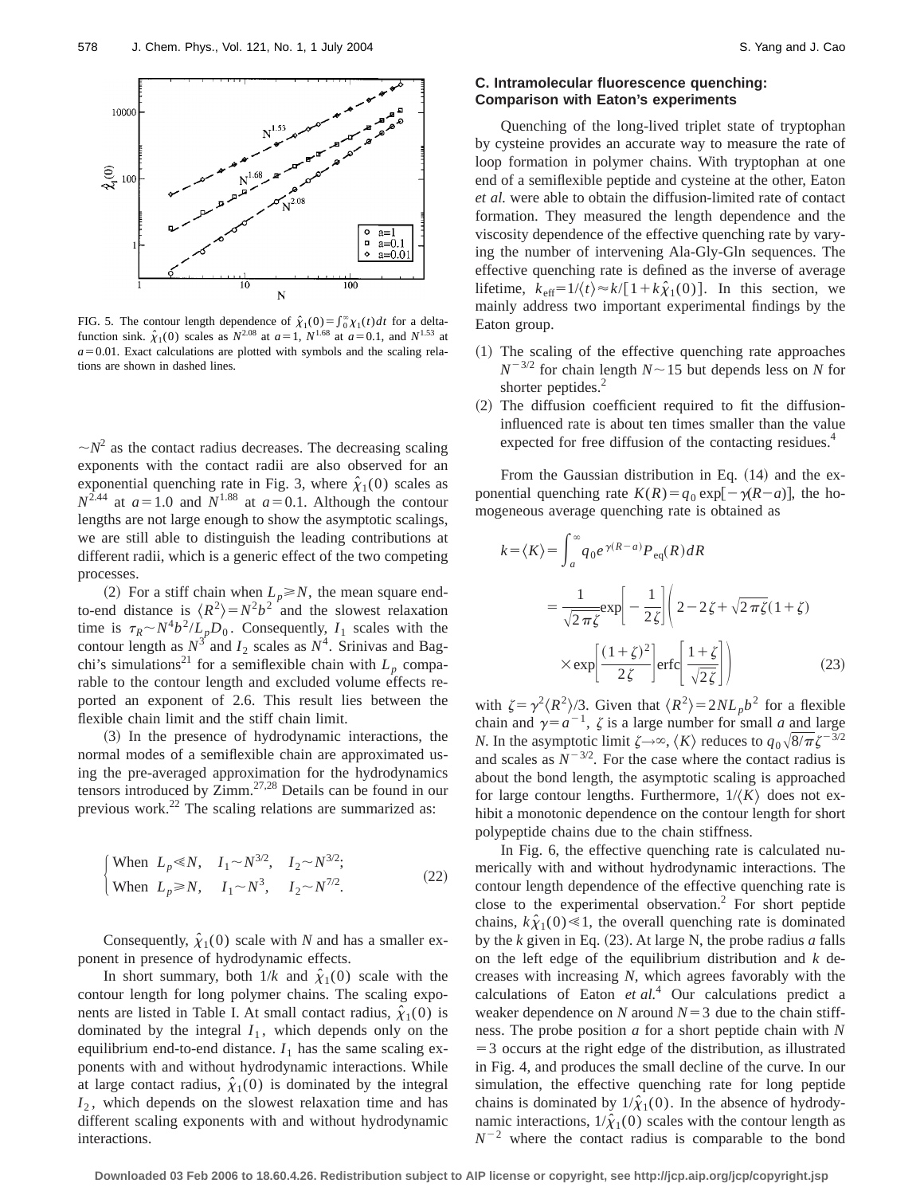FIG. 5. The contour length dependence of $\hat{\chi}_1(0)=\int_0^\infty \chi_1(t)dt$ for a delta-function sink. $\hat{\chi}_1(0)$ scales as $N^{2.08}$ at $a=1$, $N^{1.68}$ at $a=0.1$, and $N^{1.53}$ at $a=0.01$. Exact calculations are plotted with symbols and the scaling relations are shown in dashed lines.

$\sim N^2$ as the contact radius decreases. The decreasing scaling exponents with the contact radii are also observed for an exponential quenching rate in Fig. 3, where $\hat{\chi}_1(0)$ scales as $N^{2.44}$ at $a=1.0$ and $N^{1.88}$ at $a=0.1$. Although the contour lengths are not large enough to show the asymptotic scalings, we are still able to distinguish the leading contributions at different radii, which is a generic effect of the two competing processes.

(2) For a stiff chain when $L_p \geqslant N$, the mean square end-to-end distance is $\langle R^2 \rangle = N^2 b^2$ and the slowest relaxation time is $\tau_R \sim N^4 b^2 / L_p D_0$. Consequently, $I_1$ scales with the contour length as $N^3$ and $I_2$ scales as $N^4$. Srinivas and Bagchi's simulations[21] for a semiflexible chain with $L_p$ comparable to the contour length and excluded volume effects reported an exponent of 2.6. This result lies between the flexible chain limit and the stiff chain limit.

(3) In the presence of hydrodynamic interactions, the normal modes of a semiflexible chain are approximated using the pre-averaged approximation for the hydrodynamics tensors introduced by Zimm.[27,28] Details can be found in our previous work.[22] The scaling relations are summarized as:

$$
\begin{cases} \text{When } L_p \ll N, & I_1 \sim N^{3/2}, \quad I_2 \sim N^{3/2}; \\ \text{When } L_p \geqslant N, & I_1 \sim N^3, \quad I_2 \sim N^{7/2}. \end{cases} \tag{22}
$$

Consequently, $\hat{\chi}_1(0)$ scale with $N$ and has a smaller exponent in presence of hydrodynamic effects.

In short summary, both $1/k$ and $\hat{\chi}_1(0)$ scale with the contour length for long polymer chains. The scaling exponents are listed in Table I. At small contact radius, $\hat{\chi}_1(0)$ is dominated by the integral $I_1$, which depends only on the equilibrium end-to-end distance. $I_1$ has the same scaling exponents with and without hydrodynamic interactions. While at large contact radius, $\hat{\chi}_1(0)$ is dominated by the integral $I_2$, which depends on the slowest relaxation time and has different scaling exponents with and without hydrodynamic interactions.

### C. Intramolecular fluorescence quenching: Comparison with Eaton's experiments

Quenching of the long-lived triplet state of tryptophan by cysteine provides an accurate way to measure the rate of loop formation in polymer chains. With tryptophan at one end of a semiflexible peptide and cysteine at the other, Eaton *et al.* were able to obtain the diffusion-limited rate of contact formation. They measured the length dependence and the viscosity dependence of the effective quenching rate by varying the number of intervening Ala-Gly-Gln sequences. The effective quenching rate is defined as the inverse of average lifetime, $k_{\text{eff}} = 1/\langle t \rangle \approx k/[1+k\hat{\chi}_1(0)]$. In this section, we mainly address two important experimental findings by the Eaton group.

(1) The scaling of the effective quenching rate approaches $N^{-3/2}$ for chain length $N \sim 15$ but depends less on $N$ for shorter peptides.[2]

(2) The diffusion coefficient required to fit the diffusion-influenced rate is about ten times smaller than the value expected for free diffusion of the contacting residues.[4]

From the Gaussian distribution in Eq. (14) and the exponential quenching rate $K(R) = q_0 \exp[-\gamma(R-a)]$, the homogeneous average quenching rate is obtained as

$$
\begin{aligned}
k = \langle K \rangle &= \int_a^\infty q_0 e^{\gamma(R-a)} P_{\text{eq}}(R) dR \\
&= \frac{1}{\sqrt{2\pi\zeta}} \exp\left[-\frac{1}{2\zeta}\right] \Bigg( 2 - 2\zeta + \sqrt{2\pi\zeta}(1+\zeta) \\
&\quad \times \exp\left[\frac{(1+\zeta)^2}{2\zeta}\right] \operatorname{erfc}\left[\frac{1+\zeta}{\sqrt{2\zeta}}\right] \Bigg)
\end{aligned} \tag{23}
$$

with $\zeta = \gamma^2 \langle R^2 \rangle / 3$. Given that $\langle R^2 \rangle = 2NL_p b^2$ for a flexible chain and $\gamma = a^{-1}$, $\zeta$ is a large number for small $a$ and large $N$. In the asymptotic limit $\zeta \to \infty$, $\langle K \rangle$ reduces to $q_0\sqrt{8/\pi}\zeta^{-3/2}$ and scales as $N^{-3/2}$. For the case where the contact radius is about the bond length, the asymptotic scaling is approached for large contour lengths. Furthermore, $1/\langle K \rangle$ does not exhibit a monotonic dependence on the contour length for short polypeptide chains due to the chain stiffness.

In Fig. 6, the effective quenching rate is calculated numerically with and without hydrodynamic interactions. The contour length dependence of the effective quenching rate is close to the experimental observation.[2] For short peptide chains, $k\hat{\chi}_1(0) \ll 1$, the overall quenching rate is dominated by the $k$ given in Eq. (23). At large N, the probe radius $a$ falls on the left edge of the equilibrium distribution and $k$ decreases with increasing $N$, which agrees favorably with the calculations of Eaton *et al.*[4] Our calculations predict a weaker dependence on $N$ around $N=3$ due to the chain stiffness. The probe position $a$ for a short peptide chain with $N=3$ occurs at the right edge of the distribution, as illustrated in Fig. 4, and produces the small decline of the curve. In our simulation, the effective quenching rate for long peptide chains is dominated by $1/\hat{\chi}_1(0)$. In the absence of hydrodynamic interactions, $1/\hat{\chi}_1(0)$ scales with the contour length as $N^{-2}$ where the contact radius is comparable to the bond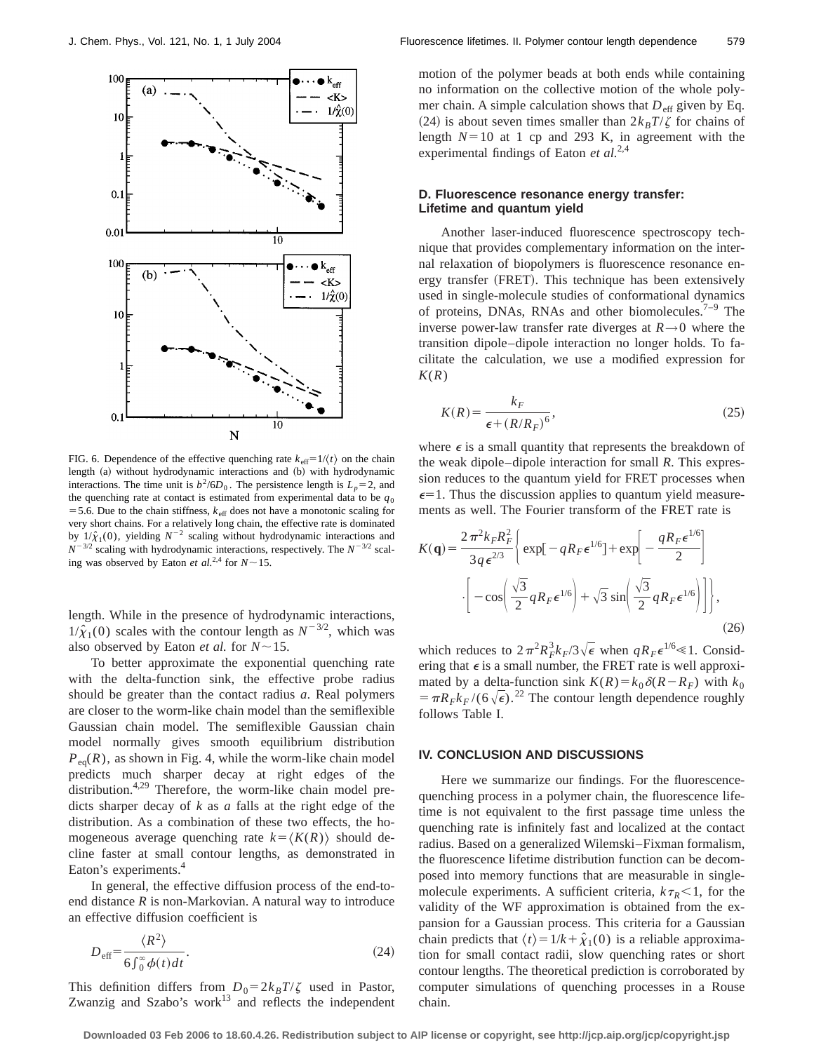FIG. 6. Dependence of the effective quenching rate $k_{\mathrm{eff}}=1/\langle t\rangle$ on the chain length (a) without hydrodynamic interactions and (b) with hydrodynamic interactions. The time unit is $b^2/6D_0$. The persistence length is $L_p=2$, and the quenching rate at contact is estimated from experimental data to be $q_0=5.6$. Due to the chain stiffness, $k_{\mathrm{eff}}$ does not have a monotonic scaling for very short chains. For a relatively long chain, the effective rate is dominated by $1/\hat{\chi}_1(0)$, yielding $N^{-2}$ scaling without hydrodynamic interactions and $N^{-3/2}$ scaling with hydrodynamic interactions, respectively. The $N^{-3/2}$ scaling was observed by Eaton *et al.*[2,4] for $N\sim 15$.

length. While in the presence of hydrodynamic interactions, $1/\hat{\chi}_1(0)$ scales with the contour length as $N^{-3/2}$, which was also observed by Eaton *et al.* for $N\sim 15$.

To better approximate the exponential quenching rate with the delta-function sink, the effective probe radius should be greater than the contact radius $a$. Real polymers are closer to the worm-like chain model than the semiflexible Gaussian chain model. The semiflexible Gaussian chain model normally gives smooth equilibrium distribution $P_{\mathrm{eq}}(R)$, as shown in Fig. 4, while the worm-like chain model predicts much sharper decay at right edges of the distribution.[4,29] Therefore, the worm-like chain model predicts sharper decay of $k$ as $a$ falls at the right edge of the distribution. As a combination of these two effects, the homogeneous average quenching rate $k=\langle K(R)\rangle$ should decline faster at small contour lengths, as demonstrated in Eaton's experiments.[4]

In general, the effective diffusion process of the end-to-end distance $R$ is non-Markovian. A natural way to introduce an effective diffusion coefficient is

$$D_{\mathrm{eff}}=\frac{\langle R^2\rangle}{6\int_0^\infty \phi(t)dt}. \tag{24}$$

This definition differs from $D_0=2k_BT/\zeta$ used in Pastor, Zwanzig and Szabo's work[13] and reflects the independent motion of the polymer beads at both ends while containing no information on the collective motion of the whole polymer chain. A simple calculation shows that $D_{\mathrm{eff}}$ given by Eq. (24) is about seven times smaller than $2k_BT/\zeta$ for chains of length $N=10$ at 1 cp and 293 K, in agreement with the experimental findings of Eaton *et al.*[2,4]

### D. Fluorescence resonance energy transfer: Lifetime and quantum yield

Another laser-induced fluorescence spectroscopy technique that provides complementary information on the internal relaxation of biopolymers is fluorescence resonance energy transfer (FRET). This technique has been extensively used in single-molecule studies of conformational dynamics of proteins, DNAs, RNAs and other biomolecules.[7–9] The inverse power-law transfer rate diverges at $R\rightarrow 0$ where the transition dipole–dipole interaction no longer holds. To facilitate the calculation, we use a modified expression for $K(R)$

$$K(R)=\frac{k_F}{\epsilon+(R/R_F)^6}, \tag{25}$$

where $\epsilon$ is a small quantity that represents the breakdown of the weak dipole–dipole interaction for small $R$. This expression reduces to the quantum yield for FRET processes when $\epsilon=1$. Thus the discussion applies to quantum yield measurements as well. The Fourier transform of the FRET rate is

$$K(\mathbf{q})=\frac{2\pi^2 k_F R_F^2}{3q\epsilon^{2/3}}\left\{\exp[-qR_F\epsilon^{1/6}]+\exp\left[-\frac{qR_F\epsilon^{1/6}}{2}\right]\cdot\left[-\cos\left(\frac{\sqrt{3}}{2}qR_F\epsilon^{1/6}\right)+\sqrt{3}\sin\left(\frac{\sqrt{3}}{2}qR_F\epsilon^{1/6}\right)\right]\right\}, \tag{26}$$

which reduces to $2\pi^2R_F^3k_F/3\sqrt{\epsilon}$ when $qR_F\epsilon^{1/6}\ll 1$. Considering that $\epsilon$ is a small number, the FRET rate is well approximated by a delta-function sink $K(R)=k_0\delta(R-R_F)$ with $k_0=\pi R_F k_F/(6\sqrt{\epsilon})$.[22] The contour length dependence roughly follows Table I.

## IV. CONCLUSION AND DISCUSSIONS

Here we summarize our findings. For the fluorescence-quenching process in a polymer chain, the fluorescence lifetime is not equivalent to the first passage time unless the quenching rate is infinitely fast and localized at the contact radius. Based on a generalized Wilemski–Fixman formalism, the fluorescence lifetime distribution function can be decomposed into memory functions that are measurable in single-molecule experiments. A sufficient criteria, $k\tau_R<1$, for the validity of the WF approximation is obtained from the expansion for a Gaussian process. This criteria for a Gaussian chain predicts that $\langle t\rangle=1/k+\hat{\chi}_1(0)$ is a reliable approximation for small contact radii, slow quenching rates or short contour lengths. The theoretical prediction is corroborated by computer simulations of quenching processes in a Rouse chain.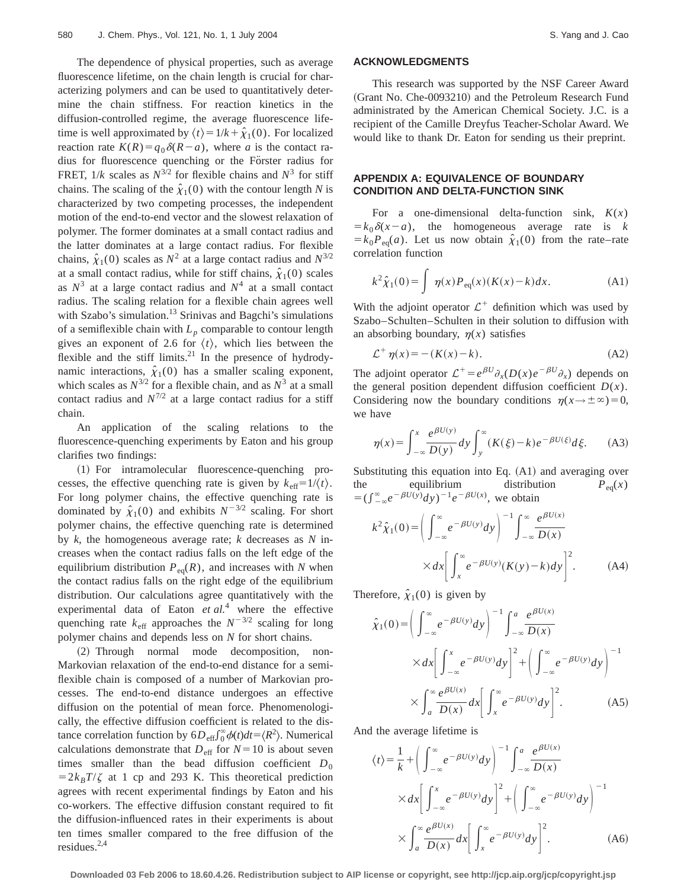The dependence of physical properties, such as average fluorescence lifetime, on the chain length is crucial for characterizing polymers and can be used to quantitatively determine the chain stiffness. For reaction kinetics in the diffusion-controlled regime, the average fluorescence lifetime is well approximated by $\langle t\rangle = 1/k + \hat{\chi}_1(0)$. For localized reaction rate $K(R) = q_0\delta(R-a)$, where $a$ is the contact radius for fluorescence quenching or the Förster radius for FRET, $1/k$ scales as $N^{3/2}$ for flexible chains and $N^3$ for stiff chains. The scaling of the $\hat{\chi}_1(0)$ with the contour length $N$ is characterized by two competing processes, the independent motion of the end-to-end vector and the slowest relaxation of polymer. The former dominates at a small contact radius and the latter dominates at a large contact radius. For flexible chains, $\hat{\chi}_1(0)$ scales as $N^2$ at a large contact radius and $N^{3/2}$ at a small contact radius, while for stiff chains, $\hat{\chi}_1(0)$ scales as $N^3$ at a large contact radius and $N^4$ at a small contact radius. The scaling relation for a flexible chain agrees well with Szabo's simulation.[13] Srinivas and Bagchi's simulations of a semiflexible chain with $L_p$ comparable to contour length gives an exponent of 2.6 for $\langle t\rangle$, which lies between the flexible and the stiff limits.[21] In the presence of hydrodynamic interactions, $\hat{\chi}_1(0)$ has a smaller scaling exponent, which scales as $N^{3/2}$ for a flexible chain, and as $N^3$ at a small contact radius and $N^{7/2}$ at a large contact radius for a stiff chain.

An application of the scaling relations to the fluorescence-quenching experiments by Eaton and his group clarifies two findings:

(1) For intramolecular fluorescence-quenching processes, the effective quenching rate is given by $k_{\rm eff} = 1/\langle t\rangle$. For long polymer chains, the effective quenching rate is dominated by $\hat{\chi}_1(0)$ and exhibits $N^{-3/2}$ scaling. For short polymer chains, the effective quenching rate is determined by $k$, the homogeneous average rate; $k$ decreases as $N$ increases when the contact radius falls on the left edge of the equilibrium distribution $P_{\rm eq}(R)$, and increases with $N$ when the contact radius falls on the right edge of the equilibrium distribution. Our calculations agree quantitatively with the experimental data of Eaton *et al.*[4] where the effective quenching rate $k_{\rm eff}$ approaches the $N^{-3/2}$ scaling for long polymer chains and depends less on $N$ for short chains.

(2) Through normal mode decomposition, non-Markovian relaxation of the end-to-end distance for a semiflexible chain is composed of a number of Markovian processes. The end-to-end distance undergoes an effective diffusion on the potential of mean force. Phenomenologically, the effective diffusion coefficient is related to the distance correlation function by $6D_{\rm eff}\int_0^\infty \phi(t)dt = \langle R^2\rangle$. Numerical calculations demonstrate that $D_{\rm eff}$ for $N=10$ is about seven times smaller than the bead diffusion coefficient $D_0 = 2k_BT/\zeta$ at 1 cp and 293 K. This theoretical prediction agrees with recent experimental findings by Eaton and his co-workers. The effective diffusion constant required to fit the diffusion-influenced rates in their experiments is about ten times smaller compared to the free diffusion of the residues.[2,4]

## ACKNOWLEDGMENTS

This research was supported by the NSF Career Award (Grant No. Che-0093210) and the Petroleum Research Fund administrated by the American Chemical Society. J.C. is a recipient of the Camille Dreyfus Teacher-Scholar Award. We would like to thank Dr. Eaton for sending us their preprint.

## APPENDIX A: EQUIVALENCE OF BOUNDARY CONDITION AND DELTA-FUNCTION SINK

For a one-dimensional delta-function sink, $K(x) = k_0\delta(x-a)$, the homogeneous average rate is $k = k_0 P_{\rm eq}(a)$. Let us now obtain $\hat{\chi}_1(0)$ from the rate–rate correlation function

$$k^2\hat{\chi}_1(0) = \int \eta(x) P_{\rm eq}(x)(K(x)-k)dx. \tag{A1}$$

With the adjoint operator $\mathcal{L}^+$ definition which was used by Szabo–Schulten–Schulten in their solution to diffusion with an absorbing boundary, $\eta(x)$ satisfies

$$\mathcal{L}^+\eta(x) = -(K(x)-k). \tag{A2}$$

The adjoint operator $\mathcal{L}^+ = e^{\beta U}\partial_x(D(x)e^{-\beta U}\partial_x)$ depends on the general position dependent diffusion coefficient $D(x)$. Considering now the boundary conditions $\eta(x\to\pm\infty)=0$, we have

$$\eta(x) = \int_{-\infty}^{x}\frac{e^{\beta U(y)}}{D(y)}dy\int_y^\infty (K(\xi)-k)e^{-\beta U(\xi)}d\xi. \tag{A3}$$

Substituting this equation into Eq. (A1) and averaging over the equilibrium distribution $P_{\rm eq}(x) = (\int_{-\infty}^{\infty}e^{-\beta U(y)}dy)^{-1}e^{-\beta U(x)}$, we obtain

$$k^2\hat{\chi}_1(0) = \left(\int_{-\infty}^{\infty}e^{-\beta U(y)}dy\right)^{-1}\int_{-\infty}^{\infty}\frac{e^{\beta U(x)}}{D(x)} \times dx\left[\int_x^\infty e^{-\beta U(y)}(K(y)-k)dy\right]^2. \tag{A4}$$

Therefore, $\hat{\chi}_1(0)$ is given by

$$\hat{\chi}_1(0) = \left(\int_{-\infty}^{\infty}e^{-\beta U(y)}dy\right)^{-1}\int_{-\infty}^{a}\frac{e^{\beta U(x)}}{D(x)} \times dx\left[\int_{-\infty}^{x}e^{-\beta U(y)}dy\right]^2 + \left(\int_{-\infty}^{\infty}e^{-\beta U(y)}dy\right)^{-1} \times \int_a^\infty \frac{e^{\beta U(x)}}{D(x)}dx\left[\int_x^\infty e^{-\beta U(y)}dy\right]^2. \tag{A5}$$

And the average lifetime is

$$\langle t\rangle = \frac{1}{k} + \left(\int_{-\infty}^{\infty}e^{-\beta U(y)}dy\right)^{-1}\int_{-\infty}^{a}\frac{e^{\beta U(x)}}{D(x)} \times dx\left[\int_{-\infty}^{x}e^{-\beta U(y)}dy\right]^2 + \left(\int_{-\infty}^{\infty}e^{-\beta U(y)}dy\right)^{-1} \times \int_a^\infty \frac{e^{\beta U(x)}}{D(x)}dx\left[\int_x^\infty e^{-\beta U(y)}dy\right]^2. \tag{A6}$$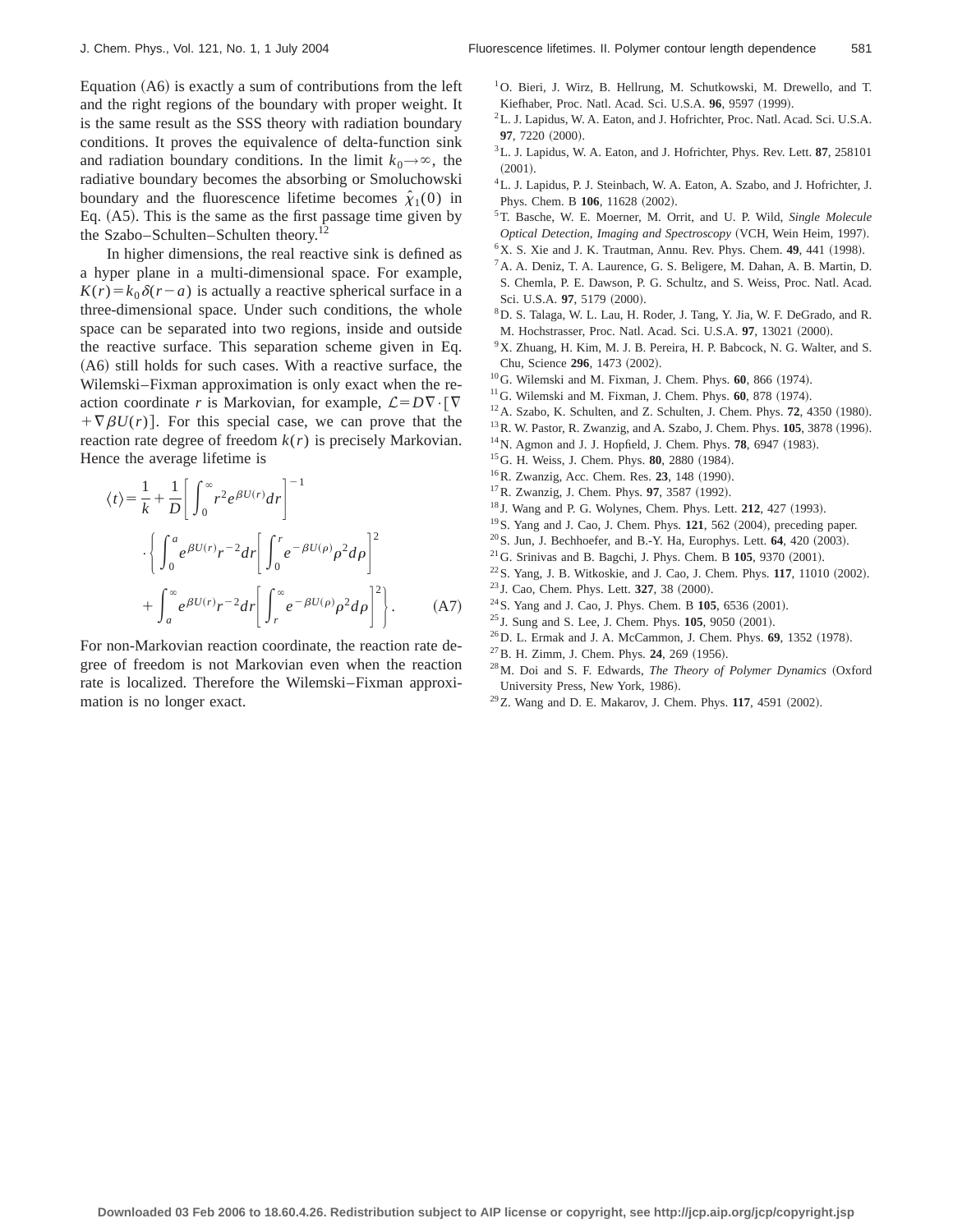Equation (A6) is exactly a sum of contributions from the left and the right regions of the boundary with proper weight. It is the same result as the SSS theory with radiation boundary conditions. It proves the equivalence of delta-function sink and radiation boundary conditions. In the limit $k_0 \to \infty$, the radiative boundary becomes the absorbing or Smoluchowski boundary and the fluorescence lifetime becomes $\hat{\chi}_1(0)$ in Eq. (A5). This is the same as the first passage time given by the Szabo–Schulten–Schulten theory.[12]

In higher dimensions, the real reactive sink is defined as a hyper plane in a multi-dimensional space. For example, $K(r) = k_0 \delta(r-a)$ is actually a reactive spherical surface in a three-dimensional space. Under such conditions, the whole space can be separated into two regions, inside and outside the reactive surface. This separation scheme given in Eq. (A6) still holds for such cases. With a reactive surface, the Wilemski–Fixman approximation is only exact when the reaction coordinate $r$ is Markovian, for example, $\mathcal{L} = D\nabla \cdot [\nabla + \nabla \beta U(r)]$. For this special case, we can prove that the reaction rate degree of freedom $k(r)$ is precisely Markovian. Hence the average lifetime is

$$
\begin{aligned}
\langle t \rangle = \frac{1}{k} + \frac{1}{D} \left[ \int_0^\infty r^2 e^{\beta U(r)} dr \right]^{-1} \\
\cdot \left\{ \int_0^a e^{\beta U(r)} r^{-2} dr \left[ \int_0^r e^{-\beta U(\rho)} \rho^2 d\rho \right]^2 \right. \\
\left. + \int_a^\infty e^{\beta U(r)} r^{-2} dr \left[ \int_r^\infty e^{-\beta U(\rho)} \rho^2 d\rho \right]^2 \right\}. \qquad \text{(A7)}
\end{aligned}
$$

For non-Markovian reaction coordinate, the reaction rate degree of freedom is not Markovian even when the reaction rate is localized. Therefore the Wilemski–Fixman approximation is no longer exact.

[1] O. Bieri, J. Wirz, B. Hellrung, M. Schutkowski, M. Drewello, and T. Kiefhaber, Proc. Natl. Acad. Sci. U.S.A. **96**, 9597 (1999).
[2] L. J. Lapidus, W. A. Eaton, and J. Hofrichter, Proc. Natl. Acad. Sci. U.S.A. **97**, 7220 (2000).
[3] L. J. Lapidus, W. A. Eaton, and J. Hofrichter, Phys. Rev. Lett. **87**, 258101 (2001).
[4] L. J. Lapidus, P. J. Steinbach, W. A. Eaton, A. Szabo, and J. Hofrichter, J. Phys. Chem. B **106**, 11628 (2002).
[5] T. Basche, W. E. Moerner, M. Orrit, and U. P. Wild, *Single Molecule Optical Detection, Imaging and Spectroscopy* (VCH, Wein Heim, 1997).
[6] X. S. Xie and J. K. Trautman, Annu. Rev. Phys. Chem. **49**, 441 (1998).
[7] A. A. Deniz, T. A. Laurence, G. S. Beligere, M. Dahan, A. B. Martin, D. S. Chemla, P. E. Dawson, P. G. Schultz, and S. Weiss, Proc. Natl. Acad. Sci. U.S.A. **97**, 5179 (2000).
[8] D. S. Talaga, W. L. Lau, H. Roder, J. Tang, Y. Jia, W. F. DeGrado, and R. M. Hochstrasser, Proc. Natl. Acad. Sci. U.S.A. **97**, 13021 (2000).
[9] X. Zhuang, H. Kim, M. J. B. Pereira, H. P. Babcock, N. G. Walter, and S. Chu, Science **296**, 1473 (2002).
[10] G. Wilemski and M. Fixman, J. Chem. Phys. **60**, 866 (1974).
[11] G. Wilemski and M. Fixman, J. Chem. Phys. **60**, 878 (1974).
[12] A. Szabo, K. Schulten, and Z. Schulten, J. Chem. Phys. **72**, 4350 (1980).
[13] R. W. Pastor, R. Zwanzig, and A. Szabo, J. Chem. Phys. **105**, 3878 (1996).
[14] N. Agmon and J. J. Hopfield, J. Chem. Phys. **78**, 6947 (1983).
[15] G. H. Weiss, J. Chem. Phys. **80**, 2880 (1984).
[16] R. Zwanzig, Acc. Chem. Res. **23**, 148 (1990).
[17] R. Zwanzig, J. Chem. Phys. **97**, 3587 (1992).
[18] J. Wang and P. G. Wolynes, Chem. Phys. Lett. **212**, 427 (1993).
[19] S. Yang and J. Cao, J. Chem. Phys. **121**, 562 (2004), preceding paper.
[20] S. Jun, J. Bechhoefer, and B.-Y. Ha, Europhys. Lett. **64**, 420 (2003).
[21] G. Srinivas and B. Bagchi, J. Phys. Chem. B **105**, 9370 (2001).
[22] S. Yang, J. B. Witkoskie, and J. Cao, J. Chem. Phys. **117**, 11010 (2002).
[23] J. Cao, Chem. Phys. Lett. **327**, 38 (2000).
[24] S. Yang and J. Cao, J. Phys. Chem. B **105**, 6536 (2001).
[25] J. Sung and S. Lee, J. Chem. Phys. **105**, 9050 (2001).
[26] D. L. Ermak and J. A. McCammon, J. Chem. Phys. **69**, 1352 (1978).
[27] B. H. Zimm, J. Chem. Phys. **24**, 269 (1956).
[28] M. Doi and S. F. Edwards, *The Theory of Polymer Dynamics* (Oxford University Press, New York, 1986).
[29] Z. Wang and D. E. Makarov, J. Chem. Phys. **117**, 4591 (2002).